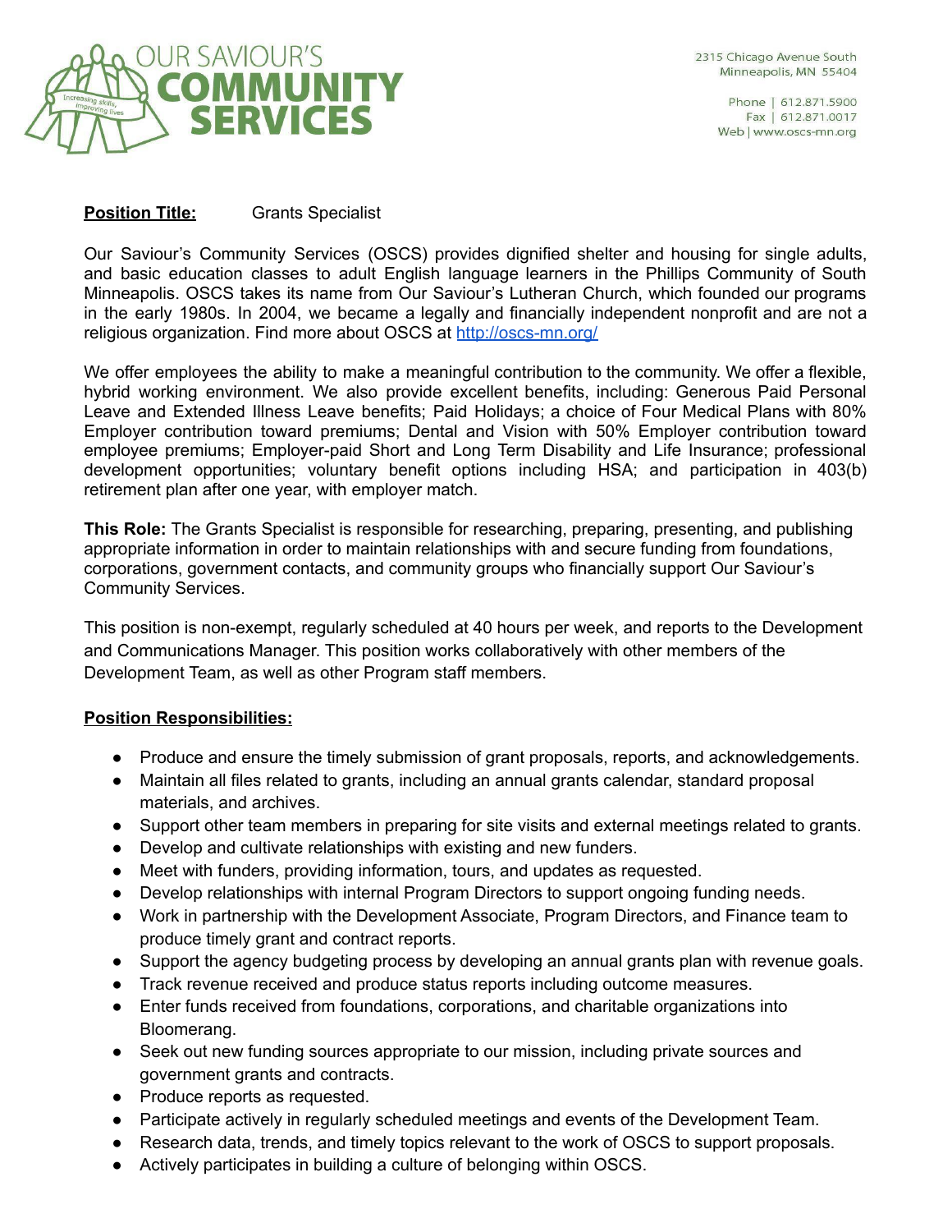# OUR SAVIOUR'S COMMUNITY SERVICES

2315 Chicago Avenue South
Minneapolis, MN 55404

Phone | 612.871.5900
Fax | 612.871.0017
Web | www.oscs-mn.org

**Position Title:** Grants Specialist

Our Saviour's Community Services (OSCS) provides dignified shelter and housing for single adults, and basic education classes to adult English language learners in the Phillips Community of South Minneapolis. OSCS takes its name from Our Saviour's Lutheran Church, which founded our programs in the early 1980s. In 2004, we became a legally and financially independent nonprofit and are not a religious organization. Find more about OSCS at http://oscs-mn.org/

We offer employees the ability to make a meaningful contribution to the community. We offer a flexible, hybrid working environment. We also provide excellent benefits, including: Generous Paid Personal Leave and Extended Illness Leave benefits; Paid Holidays; a choice of Four Medical Plans with 80% Employer contribution toward premiums; Dental and Vision with 50% Employer contribution toward employee premiums; Employer-paid Short and Long Term Disability and Life Insurance; professional development opportunities; voluntary benefit options including HSA; and participation in 403(b) retirement plan after one year, with employer match.

**This Role:** The Grants Specialist is responsible for researching, preparing, presenting, and publishing appropriate information in order to maintain relationships with and secure funding from foundations, corporations, government contacts, and community groups who financially support Our Saviour's Community Services.

This position is non-exempt, regularly scheduled at 40 hours per week, and reports to the Development and Communications Manager. This position works collaboratively with other members of the Development Team, as well as other Program staff members.

**Position Responsibilities:**

- Produce and ensure the timely submission of grant proposals, reports, and acknowledgements.
- Maintain all files related to grants, including an annual grants calendar, standard proposal materials, and archives.
- Support other team members in preparing for site visits and external meetings related to grants.
- Develop and cultivate relationships with existing and new funders.
- Meet with funders, providing information, tours, and updates as requested.
- Develop relationships with internal Program Directors to support ongoing funding needs.
- Work in partnership with the Development Associate, Program Directors, and Finance team to produce timely grant and contract reports.
- Support the agency budgeting process by developing an annual grants plan with revenue goals.
- Track revenue received and produce status reports including outcome measures.
- Enter funds received from foundations, corporations, and charitable organizations into Bloomerang.
- Seek out new funding sources appropriate to our mission, including private sources and government grants and contracts.
- Produce reports as requested.
- Participate actively in regularly scheduled meetings and events of the Development Team.
- Research data, trends, and timely topics relevant to the work of OSCS to support proposals.
- Actively participates in building a culture of belonging within OSCS.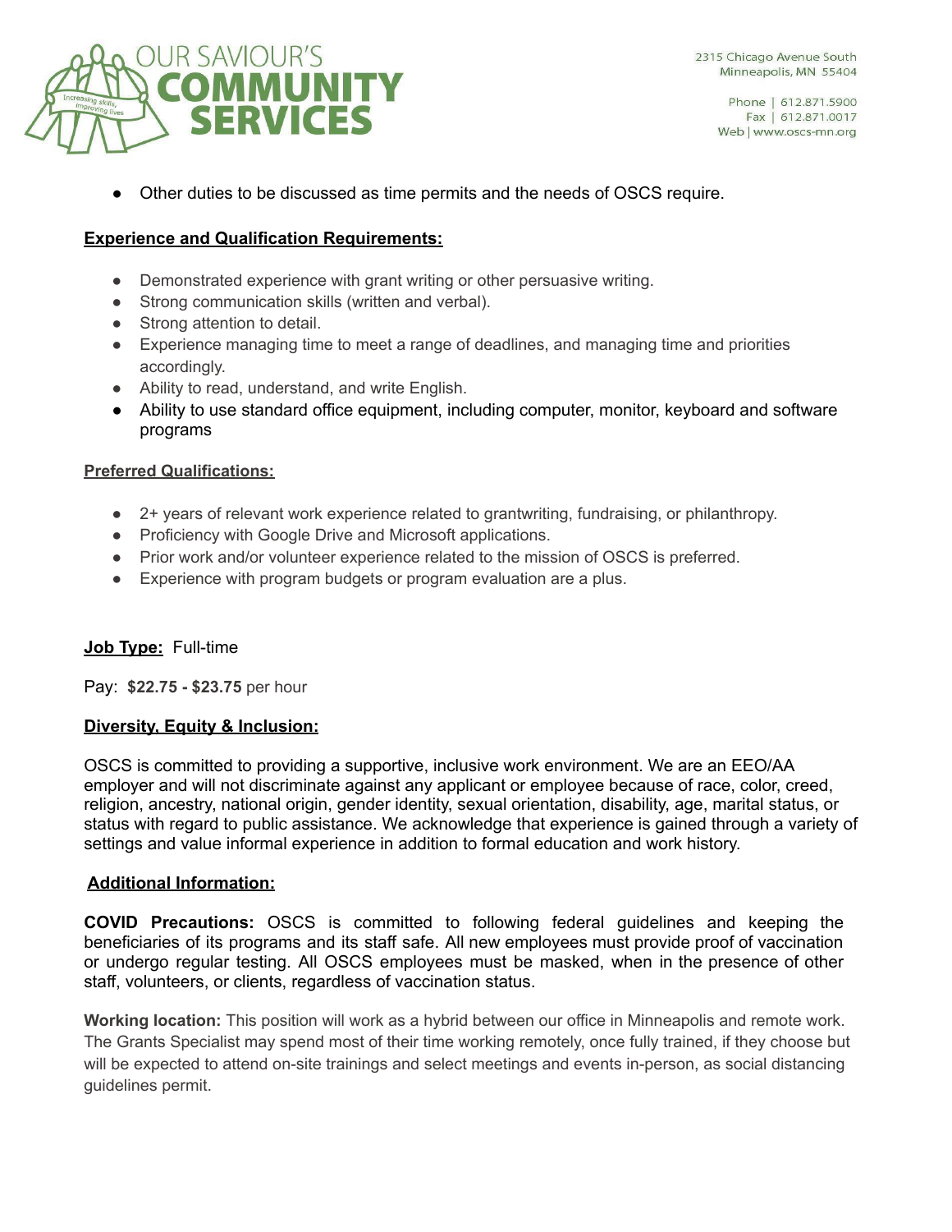- Other duties to be discussed as time permits and the needs of OSCS require.

**Experience and Qualification Requirements:**

- Demonstrated experience with grant writing or other persuasive writing.
- Strong communication skills (written and verbal).
- Strong attention to detail.
- Experience managing time to meet a range of deadlines, and managing time and priorities accordingly.
- Ability to read, understand, and write English.
- Ability to use standard office equipment, including computer, monitor, keyboard and software programs

**Preferred Qualifications:**

- 2+ years of relevant work experience related to grantwriting, fundraising, or philanthropy.
- Proficiency with Google Drive and Microsoft applications.
- Prior work and/or volunteer experience related to the mission of OSCS is preferred.
- Experience with program budgets or program evaluation are a plus.

**Job Type:** Full-time

Pay: **$22.75 - $23.75** per hour

**Diversity, Equity & Inclusion:**

OSCS is committed to providing a supportive, inclusive work environment. We are an EEO/AA employer and will not discriminate against any applicant or employee because of race, color, creed, religion, ancestry, national origin, gender identity, sexual orientation, disability, age, marital status, or status with regard to public assistance. We acknowledge that experience is gained through a variety of settings and value informal experience in addition to formal education and work history.

**Additional Information:**

**COVID Precautions:** OSCS is committed to following federal guidelines and keeping the beneficiaries of its programs and its staff safe. All new employees must provide proof of vaccination or undergo regular testing. All OSCS employees must be masked, when in the presence of other staff, volunteers, or clients, regardless of vaccination status.

**Working location:** This position will work as a hybrid between our office in Minneapolis and remote work. The Grants Specialist may spend most of their time working remotely, once fully trained, if they choose but will be expected to attend on-site trainings and select meetings and events in-person, as social distancing guidelines permit.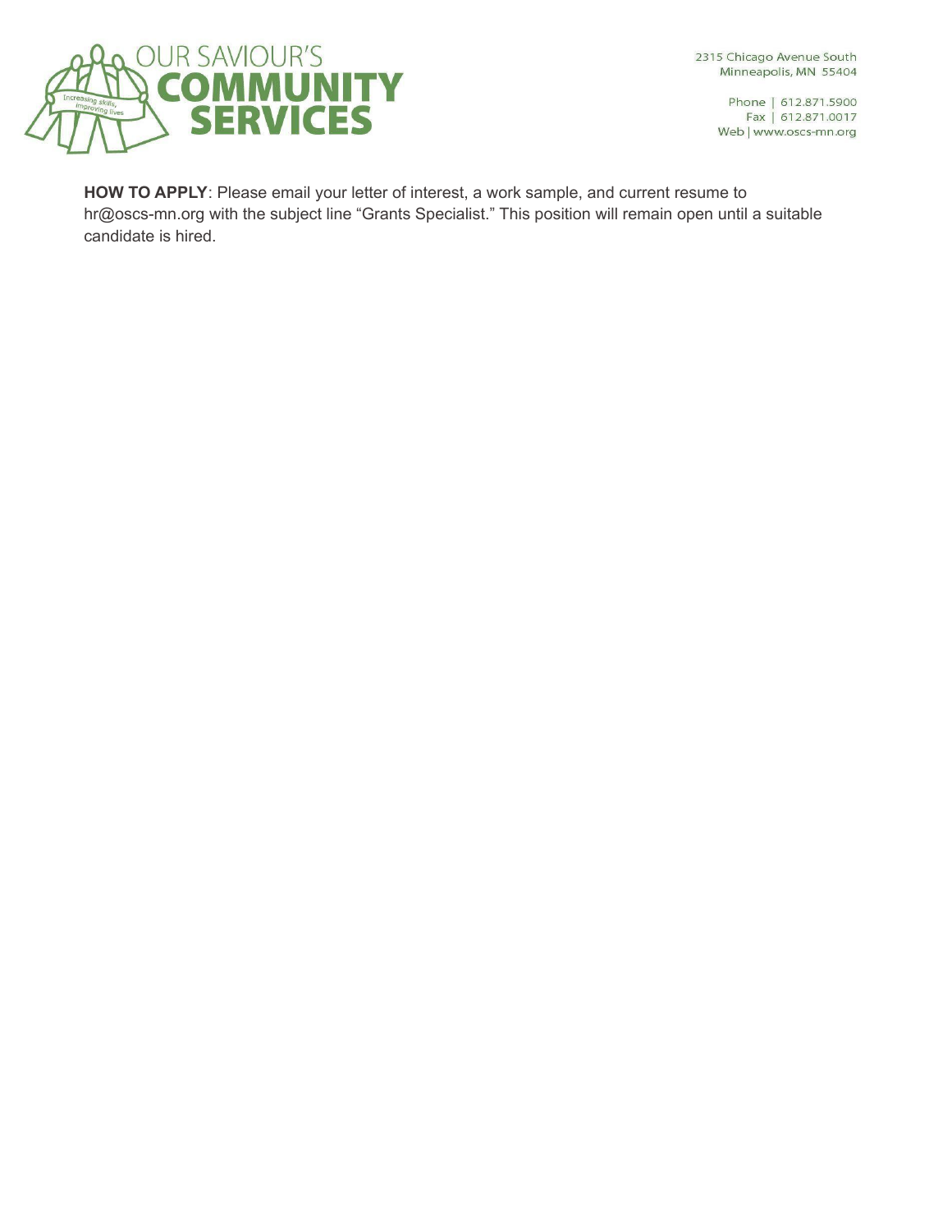**HOW TO APPLY**: Please email your letter of interest, a work sample, and current resume to hr@oscs-mn.org with the subject line "Grants Specialist." This position will remain open until a suitable candidate is hired.